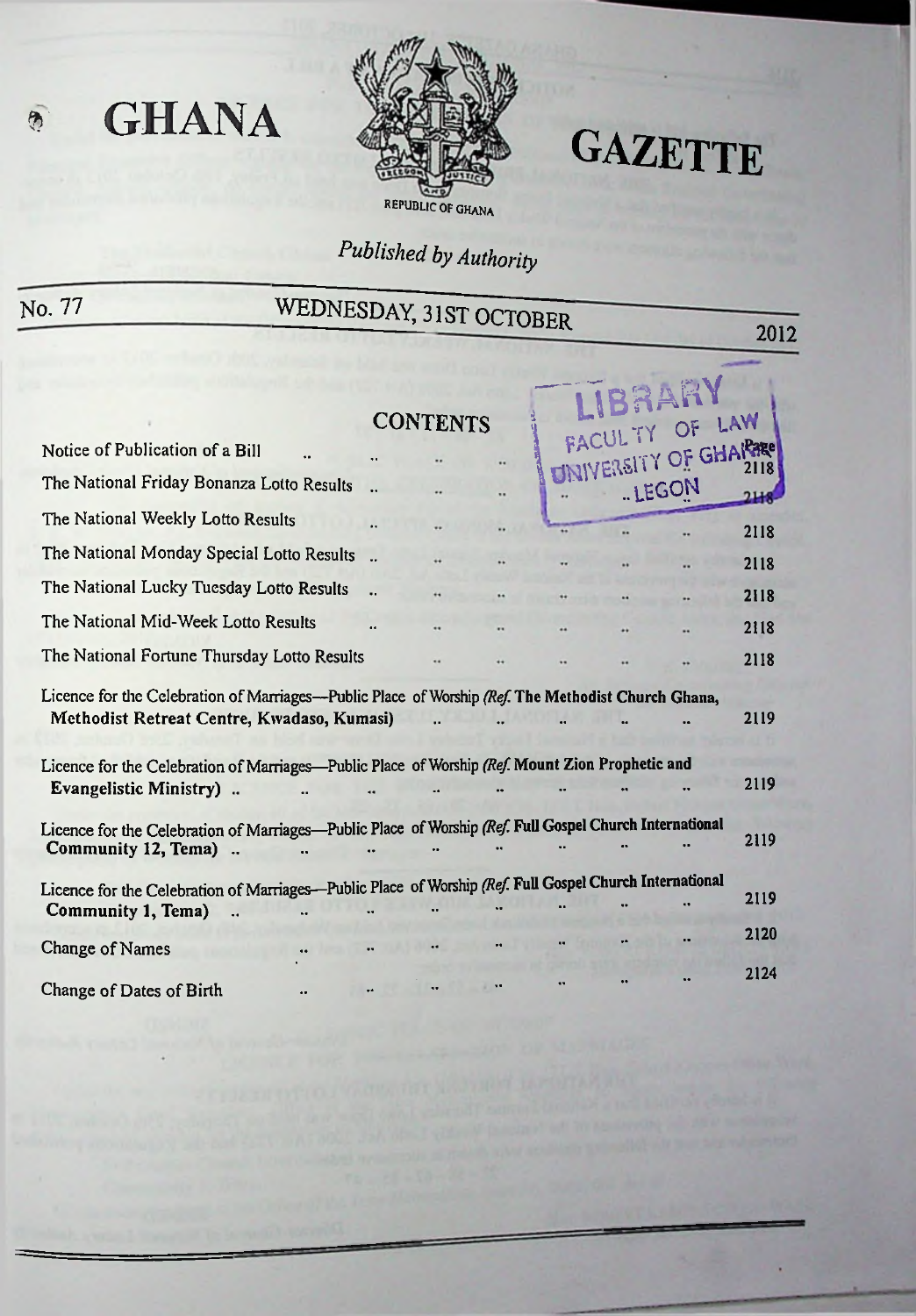# GHANA GAZETTE

REPUBLIC OF GHANA

*Published by Authority*

| No. 77 | WEDNESDAY, 31ST OCTOBER | 2012 |
|---|---|---|

LIBRARY FACULTY OF LAW UNIVERSITY OF GHANA LEGON

## CONTENTS

| | Page |
|---|---|
| Notice of Publication of a Bill | 2118 |
| The National Friday Bonanza Lotto Results | 2118 |
| The National Weekly Lotto Results | 2118 |
| The National Monday Special Lotto Results | 2118 |
| The National Lucky Tuesday Lotto Results | 2118 |
| The National Mid-Week Lotto Results | 2118 |
| The National Fortune Thursday Lotto Results | 2118 |
| Licence for the Celebration of Marriages—Public Place of Worship *(Ref.* **The Methodist Church Ghana, Methodist Retreat Centre, Kwadaso, Kumasi)** | 2119 |
| Licence for the Celebration of Marriages—Public Place of Worship *(Ref.* **Mount Zion Prophetic and Evangelistic Ministry)** | 2119 |
| Licence for the Celebration of Marriages—Public Place of Worship *(Ref.* **Full Gospel Church International Community 12, Tema)** | 2119 |
| Licence for the Celebration of Marriages—Public Place of Worship *(Ref.* **Full Gospel Church International Community 1, Tema)** | 2119 |
| Change of Names | 2120 |
| Change of Dates of Birth | 2124 |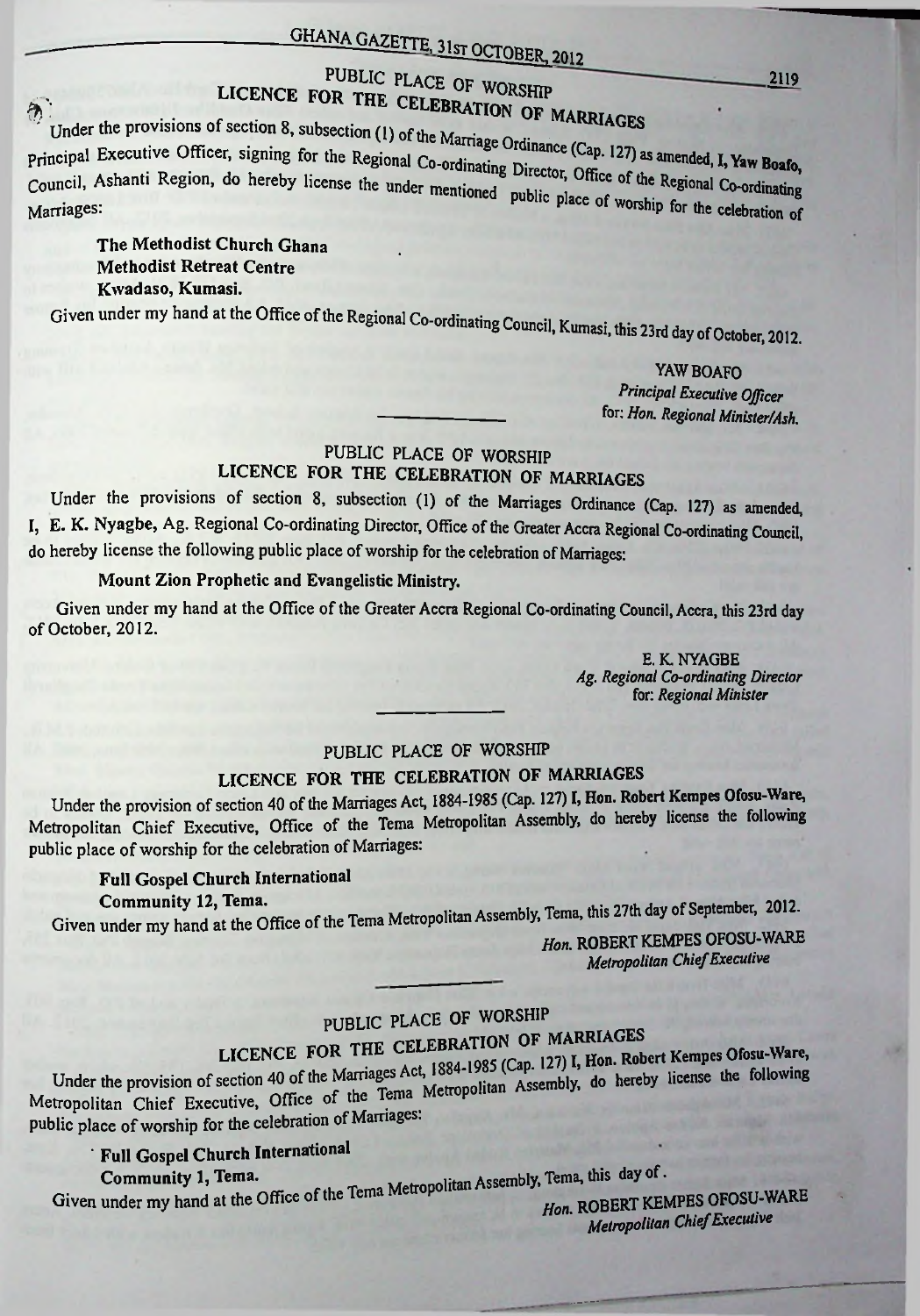## PUBLIC PLACE OF WORSHIP
## LICENCE FOR THE CELEBRATION OF MARRIAGES

Under the provisions of section 8, subsection (1) of the Marriage Ordinance (Cap. 127) as amended, I, Yaw Boafo, Principal Executive Officer, signing for the Regional Co-ordinating Director, Office of the Regional Co-ordinating Council, Ashanti Region, do hereby license the under mentioned public place of worship for the celebration of Marriages:

**The Methodist Church Ghana**
**Methodist Retreat Centre**
**Kwadaso, Kumasi.**

Given under my hand at the Office of the Regional Co-ordinating Council, Kumasi, this 23rd day of October, 2012.

YAW BOAFO
*Principal Executive Officer*
for: *Hon. Regional Minister/Ash.*

## PUBLIC PLACE OF WORSHIP
## LICENCE FOR THE CELEBRATION OF MARRIAGES

Under the provisions of section 8, subsection (1) of the Marriages Ordinance (Cap. 127) as amended, I, E. K. Nyagbe, Ag. Regional Co-ordinating Director, Office of the Greater Accra Regional Co-ordinating Council, do hereby license the following public place of worship for the celebration of Marriages:

**Mount Zion Prophetic and Evangelistic Ministry.**

Given under my hand at the Office of the Greater Accra Regional Co-ordinating Council, Accra, this 23rd day of October, 2012.

E. K. NYAGBE
*Ag. Regional Co-ordinating Director*
for: *Regional Minister*

## PUBLIC PLACE OF WORSHIP
## LICENCE FOR THE CELEBRATION OF MARRIAGES

Under the provision of section 40 of the Marriages Act, 1884-1985 (Cap. 127) I, Hon. Robert Kempes Ofosu-Ware, Metropolitan Chief Executive, Office of the Tema Metropolitan Assembly, do hereby license the following public place of worship for the celebration of Marriages:

**Full Gospel Church International**
**Community 12, Tema.**

Given under my hand at the Office of the Tema Metropolitan Assembly, Tema, this 27th day of September, 2012.

*Hon.* ROBERT KEMPES OFOSU-WARE
*Metropolitan Chief Executive*

## PUBLIC PLACE OF WORSHIP
## LICENCE FOR THE CELEBRATION OF MARRIAGES

Under the provision of section 40 of the Marriages Act, 1884-1985 (Cap. 127) I, Hon. Robert Kempes Ofosu-Ware, Metropolitan Chief Executive, Office of the Tema Metropolitan Assembly, do hereby license the following public place of worship for the celebration of Marriages:

**Full Gospel Church International**
**Community 1, Tema.**

Given under my hand at the Office of the Tema Metropolitan Assembly, Tema, this day of .

*Hon.* ROBERT KEMPES OFOSU-WARE
*Metropolitan Chief Executive*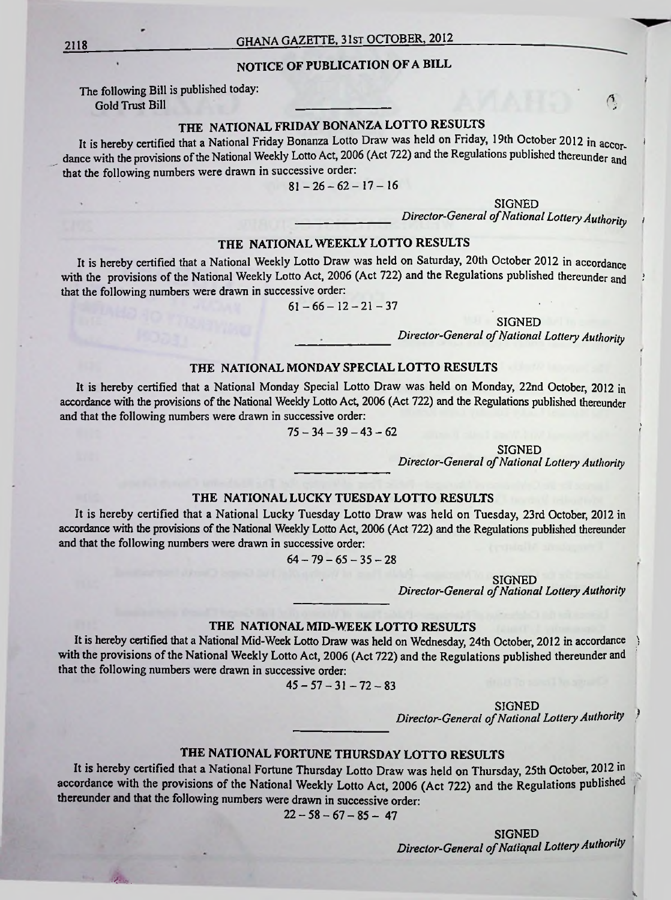## NOTICE OF PUBLICATION OF A BILL

The following Bill is published today:

Gold Trust Bill

## THE NATIONAL FRIDAY BONANZA LOTTO RESULTS

It is hereby certified that a National Friday Bonanza Lotto Draw was held on Friday, 19th October 2012 in accordance with the provisions of the National Weekly Lotto Act, 2006 (Act 722) and the Regulations published thereunder and that the following numbers were drawn in successive order:

81 – 26 – 62 – 17 – 16

SIGNED
*Director-General of National Lottery Authority*

## THE NATIONAL WEEKLY LOTTO RESULTS

It is hereby certified that a National Weekly Lotto Draw was held on Saturday, 20th October 2012 in accordance with the provisions of the National Weekly Lotto Act, 2006 (Act 722) and the Regulations published thereunder and that the following numbers were drawn in successive order:

61 – 66 – 12 – 21 – 37

SIGNED
*Director-General of National Lottery Authority*

## THE NATIONAL MONDAY SPECIAL LOTTO RESULTS

It is hereby certified that a National Monday Special Lotto Draw was held on Monday, 22nd October, 2012 in accordance with the provisions of the National Weekly Lotto Act, 2006 (Act 722) and the Regulations published thereunder and that the following numbers were drawn in successive order:

75 – 34 – 39 – 43 – 62

SIGNED
*Director-General of National Lottery Authority*

## THE NATIONAL LUCKY TUESDAY LOTTO RESULTS

It is hereby certified that a National Lucky Tuesday Lotto Draw was held on Tuesday, 23rd October, 2012 in accordance with the provisions of the National Weekly Lotto Act, 2006 (Act 722) and the Regulations published thereunder and that the following numbers were drawn in successive order:

64 – 79 – 65 – 35 – 28

SIGNED
*Director-General of National Lottery Authority*

## THE NATIONAL MID-WEEK LOTTO RESULTS

It is hereby certified that a National Mid-Week Lotto Draw was held on Wednesday, 24th October, 2012 in accordance with the provisions of the National Weekly Lotto Act, 2006 (Act 722) and the Regulations published thereunder and that the following numbers were drawn in successive order:

45 – 57 – 31 – 72 – 83

SIGNED
*Director-General of National Lottery Authority*

## THE NATIONAL FORTUNE THURSDAY LOTTO RESULTS

It is hereby certified that a National Fortune Thursday Lotto Draw was held on Thursday, 25th October, 2012 in accordance with the provisions of the National Weekly Lotto Act, 2006 (Act 722) and the Regulations published thereunder and that the following numbers were drawn in successive order:

22 – 58 – 67 – 85 – 47

SIGNED
*Director-General of National Lottery Authority*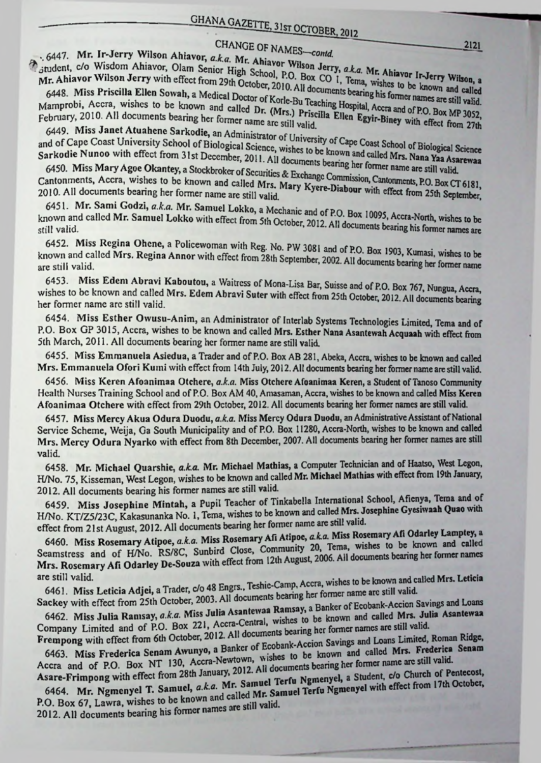CHANGE OF NAMES—*contd.*

6447. **Mr. Ir-Jerry Wilson Ahiavor,** *a.k.a.* **Mr. Ahiavor Wilson Jerry,** *a.k.a.* **Mr. Ahiavor Ir-Jerry Wilson,** a Student, c/o Wisdom Ahiavor, Olam Senior High School, P.O. Box CO 1, Tema, wishes to be known and called **Mr. Ahiavor Wilson Jerry** with effect from 29th October, 2010. All documents bearing his former names are still valid.

6448. **Miss Priscilla Ellen Sowah,** a Medical Doctor of Korle-Bu Teaching Hospital, Accra and of P.O. Box MP 3052, Mamprobi, Accra, wishes to be known and called **Dr. (Mrs.) Priscilla Ellen Egyir-Biney** with effect from 27th February, 2010. All documents bearing her former name are still valid.

6449. **Miss Janet Atuahene Sarkodie,** an Administrator of University of Cape Coast School of Biological Science and of Cape Coast University School of Biological Science, wishes to be known and called **Mrs. Nana Yaa Asarewaa Sarkodie Nunoo** with effect from 31st December, 2011. All documents bearing her former name are still valid.

6450. **Miss Mary Agoe Okantey,** a Stockbroker of Securities & Exchange Commission, Cantonments, P.O. Box CT 6181, Cantonments, Accra, wishes to be known and called **Mrs. Mary Kyere-Diabour** with effect from 25th September, 2010. All documents bearing her former name are still valid.

6451. **Mr. Sami Godzi,** *a.k.a.* **Mr. Samuel Lokko,** a Mechanic and of P.O. Box 10095, Accra-North, wishes to be known and called **Mr. Samuel Lokko** with effect from 5th October, 2012. All documents bearing his former names are still valid.

6452. **Miss Regina Ohene,** a Policewoman with Reg. No. PW 3081 and of P.O. Box 1903, Kumasi, wishes to be known and called **Mrs. Regina Annor** with effect from 28th September, 2002. All documents bearing her former name are still valid.

6453. **Miss Edem Abravi Kaboutou,** a Waitress of Mona-Lisa Bar, Suisse and of P.O. Box 767, Nungua, Accra, wishes to be known and called **Mrs. Edem Abravi Suter** with effect from 25th October, 2012. All documents bearing her former name are still valid.

6454. **Miss Esther Owusu-Anim,** an Administrator of Interlab Systems Technologies Limited, Tema and of P.O. Box GP 3015, Accra, wishes to be known and called **Mrs. Esther Nana Asantewah Acquaah** with effect from 5th March, 2011. All documents bearing her former name are still valid.

6455. **Miss Emmanuela Asiedua,** a Trader and of P.O. Box AB 281, Abeka, Accra, wishes to be known and called **Mrs. Emmanuela Ofori Kumi** with effect from 14th July, 2012. All documents bearing her former name are still valid.

6456. **Miss Keren Afoanimaa Otchere,** *a.k.a.* **Miss Otchere Afoanimaa Keren,** a Student of Tanoso Community Health Nurses Training School and of P.O. Box AM 40, Amasaman, Accra, wishes to be known and called **Miss Keren Afoanimaa Otchere** with effect from 29th October, 2012. All documents bearing her former names are still valid.

6457. **Miss Mercy Akua Odura Duodu,** *a.k.a.* **Miss Mercy Odura Duodu,** an Administrative Assistant of National Service Scheme, Weija, Ga South Municipality and of P.O. Box 11280, Accra-North, wishes to be known and called **Mrs. Mercy Odura Nyarko** with effect from 8th December, 2007. All documents bearing her former names are still valid.

6458. **Mr. Michael Quarshie,** *a.k.a.* **Mr. Michael Mathias,** a Computer Technician and of Haatso, West Legon, H/No. 75, Kisseman, West Legon, wishes to be known and called **Mr. Michael Mathias** with effect from 19th January, 2012. All documents bearing his former names are still valid.

6459. **Miss Josephine Mintah,** a Pupil Teacher of Tinkabella International School, Afienya, Tema and of H/No. KT/Z5/23C, Kakasunanka No. 1, Tema, wishes to be known and called **Mrs. Josephine Gyesiwaah Quao** with effect from 21st August, 2012. All documents bearing her former name are still valid.

6460. **Miss Rosemary Atipoe,** *a.k.a.* **Miss Rosemary Afi Atipoe,** *a.k.a.* **Miss Rosemary Afi Odarley Lamptey,** a Seamstress and of H/No. RS/8C, Sunbird Close, Community 20, Tema, wishes to be known and called **Mrs. Rosemary Afi Odarley De-Souza** with effect from 12th August, 2006. All documents bearing her former names are still valid.

6461. **Miss Leticia Adjei,** a Trader, c/o 48 Engrs., Teshie-Camp, Accra, wishes to be known and called **Mrs. Leticia Sackey** with effect from 25th October, 2003. All documents bearing her former name are still valid.

6462. **Miss Julia Ramsay,** *a.k.a.* **Miss Julia Asantewaa Ramsay,** a Banker of Ecobank-Accion Savings and Loans Company Limited and of P.O. Box 221, Accra-Central, wishes to be known and called **Mrs. Julia Asantewaa Frempong** with effect from 6th October, 2012. All documents bearing her former names are still valid.

6463. **Miss Frederica Senam Awunyo,** a Banker of Ecobank-Accion Savings and Loans Limited, Roman Ridge, Accra and of P.O. Box NT 130, Accra-Newtown, wishes to be known and called **Mrs. Frederica Senam Asare-Frimpong** with effect from 28th January, 2012. All documents bearing her former name are still valid.

6464. **Mr. Ngmenyel T. Samuel,** *a.k.a.* **Mr. Samuel Terfu Ngmenyel,** a Student, c/o Church of Pentecost, P.O. Box 67, Lawra, wishes to be known and called **Mr. Samuel Terfu Ngmenyel** with effect from 17th October, 2012. All documents bearing his former names are still valid.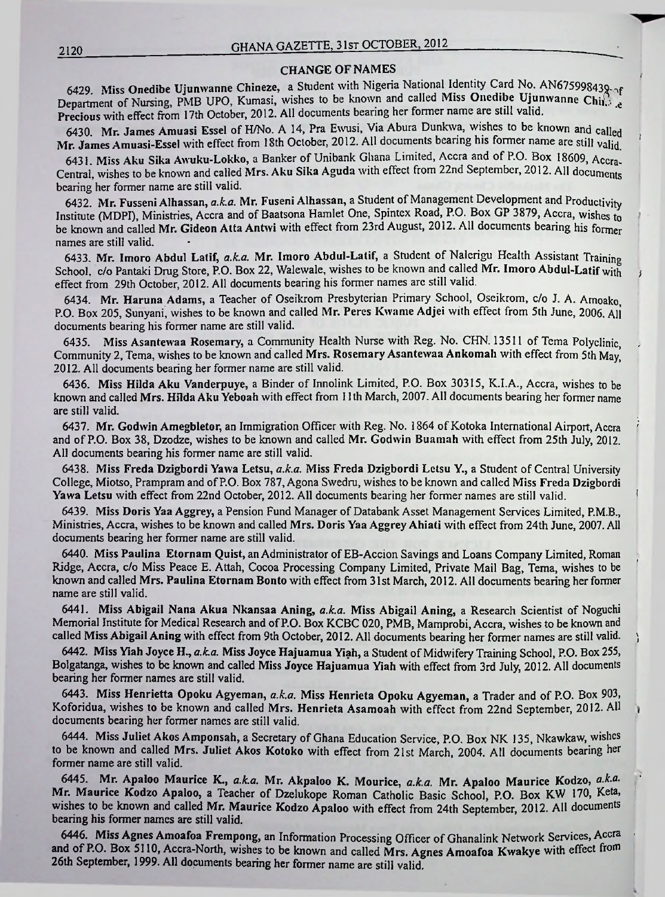## CHANGE OF NAMES

6429. **Miss Onedibe Ujunwanne Chineze**, a Student with Nigeria National Identity Card No. AN675998439 of Department of Nursing, PMB UPO, Kumasi, wishes to be known and called **Miss Onedibe Ujunwanne Chineze Precious** with effect from 17th October, 2012. All documents bearing her former name are still valid.

6430. **Mr. James Amuasi Essel** of H/No. A 14, Pra Ewusi, Via Abura Dunkwa, wishes to be known and called **Mr. James Amuasi-Essel** with effect from 18th October, 2012. All documents bearing his former name are still valid.

6431. **Miss Aku Sika Awuku-Lokko**, a Banker of Unibank Ghana Limited, Accra and of P.O. Box 18609, Accra-Central, wishes to be known and called **Mrs. Aku Sika Aguda** with effect from 22nd September, 2012. All documents bearing her former name are still valid.

6432. **Mr. Fusseni Alhassan**, *a.k.a.* **Mr. Fuseni Alhassan**, a Student of Management Development and Productivity Institute (MDPI), Ministries, Accra and of Baatsona Hamlet One, Spintex Road, P.O. Box GP 3879, Accra, wishes to be known and called **Mr. Gideon Atta Antwi** with effect from 23rd August, 2012. All documents bearing his former names are still valid.

6433. **Mr. Imoro Abdul Latif**, *a.k.a.* **Mr. Imoro Abdul-Latif**, a Student of Nalerigu Health Assistant Training School, c/o Pantaki Drug Store, P.O. Box 22, Walewale, wishes to be known and called **Mr. Imoro Abdul-Latif** with effect from 29th October, 2012. All documents bearing his former names are still valid.

6434. **Mr. Haruna Adams**, a Teacher of Oseikrom Presbyterian Primary School, Oseikrom, c/o J. A. Amoako, P.O. Box 205, Sunyani, wishes to be known and called **Mr. Peres Kwame Adjei** with effect from 5th June, 2006. All documents bearing his former name are still valid.

6435. **Miss Asantewaa Rosemary**, a Community Health Nurse with Reg. No. CHN. 13511 of Tema Polyclinic, Community 2, Tema, wishes to be known and called **Mrs. Rosemary Asantewaa Ankomah** with effect from 5th May, 2012. All documents bearing her former name are still valid.

6436. **Miss Hilda Aku Vanderpuye**, a Binder of Innolink Limited, P.O. Box 30315, K.I.A., Accra, wishes to be known and called **Mrs. Hilda Aku Yeboah** with effect from 11th March, 2007. All documents bearing her former name are still valid.

6437. **Mr. Godwin Amegbletor**, an Immigration Officer with Reg. No. 1864 of Kotoka International Airport, Accra and of P.O. Box 38, Dzodze, wishes to be known and called **Mr. Godwin Buamah** with effect from 25th July, 2012. All documents bearing his former name are still valid.

6438. **Miss Freda Dzigbordi Yawa Letsu**, *a.k.a.* **Miss Freda Dzigbordi Letsu Y.**, a Student of Central University College, Miotso, Prampram and of P.O. Box 787, Agona Swedru, wishes to be known and called **Miss Freda Dzigbordi Yawa Letsu** with effect from 22nd October, 2012. All documents bearing her former names are still valid.

6439. **Miss Doris Yaa Aggrey**, a Pension Fund Manager of Databank Asset Management Services Limited, P.M.B., Ministries, Accra, wishes to be known and called **Mrs. Doris Yaa Aggrey Ahiati** with effect from 24th June, 2007. All documents bearing her former name are still valid.

6440. **Miss Paulina Etornam Quist**, an Administrator of EB-Accion Savings and Loans Company Limited, Roman Ridge, Accra, c/o Miss Peace E. Attah, Cocoa Processing Company Limited, Private Mail Bag, Tema, wishes to be known and called **Mrs. Paulina Etornam Bonto** with effect from 31st March, 2012. All documents bearing her former name are still valid.

6441. **Miss Abigail Nana Akua Nkansaa Aning**, *a.k.a.* **Miss Abigail Aning**, a Research Scientist of Noguchi Memorial Institute for Medical Research and of P.O. Box KCBC 020, PMB, Mamprobi, Accra, wishes to be known and called **Miss Abigail Aning** with effect from 9th October, 2012. All documents bearing her former names are still valid.

6442. **Miss Yiah Joyce H.**, *a.k.a.* **Miss Joyce Hajuamua Yiah**, a Student of Midwifery Training School, P.O. Box 255, Bolgatanga, wishes to be known and called **Miss Joyce Hajuamua Yiah** with effect from 3rd July, 2012. All documents bearing her former names are still valid.

6443. **Miss Henrietta Opoku Agyeman**, *a.k.a.* **Miss Henrieta Opoku Agyeman**, a Trader and of P.O. Box 903, Koforidua, wishes to be known and called **Mrs. Henrieta Asamoah** with effect from 22nd September, 2012. All documents bearing her former names are still valid.

6444. **Miss Juliet Akos Amponsah**, a Secretary of Ghana Education Service, P.O. Box NK 135, Nkawkaw, wishes to be known and called **Mrs. Juliet Akos Kotoko** with effect from 21st March, 2004. All documents bearing her former name are still valid.

6445. **Mr. Apaloo Maurice K.**, *a.k.a.* **Mr. Akpaloo K. Mourice**, *a.k.a.* **Mr. Apaloo Maurice Kodzo**, *a.k.a.* **Mr. Maurice Kodzo Apaloo**, a Teacher of Dzelukope Roman Catholic Basic School, P.O. Box KW 170, Keta, wishes to be known and called **Mr. Maurice Kodzo Apaloo** with effect from 24th September, 2012. All documents bearing his former names are still valid.

6446. **Miss Agnes Amoafoa Frempong**, an Information Processing Officer of Ghanalink Network Services, Accra and of P.O. Box 5110, Accra-North, wishes to be known and called **Mrs. Agnes Amoafoa Kwakye** with effect from 26th September, 1999. All documents bearing her former name are still valid.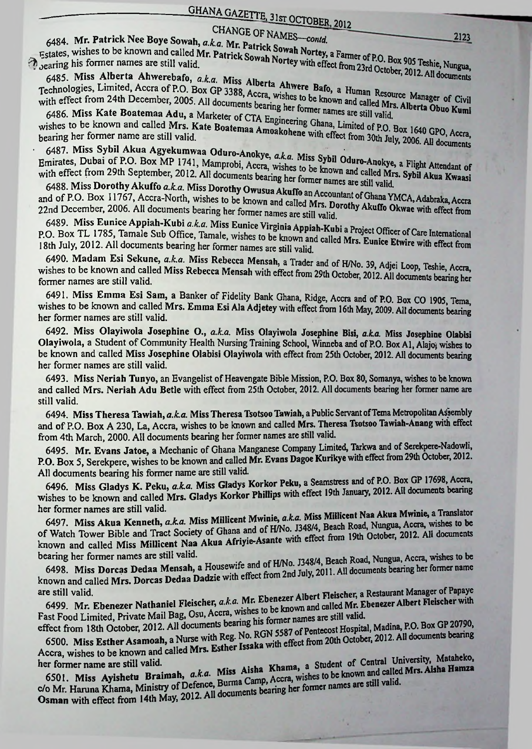CHANGE OF NAMES—*contd.*

6484. **Mr. Patrick Nee Boye Sowah,** *a.k.a.* **Mr. Patrick Sowah Nortey,** a Farmer of P.O. Box 905 Teshie, Nungua, Estates, wishes to be known and called **Mr. Patrick Sowah Nortey** with effect from 23rd October, 2012. All documents bearing his former names are still valid.

6485. **Miss Alberta Ahwerebafo,** *a.k.a.* **Miss Alberta Ahwere Bafo,** a Human Resource Manager of Civil Technologies, Limited, Accra of P.O. Box GP 3388, Accra, wishes to be known and called **Mrs. Alberta Obuo Kumi** with effect from 24th December, 2005. All documents bearing her former names are still valid.

6486. **Miss Kate Boatemaa Adu,** a Marketer of CTA Engineering Ghana, Limited of P.O. Box 1640 GPO, Accra, wishes to be known and called **Mrs. Kate Boatemaa Amoakohene** with effect from 30th July, 2006. All documents bearing her former name are still valid.

6487. **Miss Sybil Akua Agyekumwaa Oduro-Anokye,** *a.k.a.* **Miss Sybil Oduro-Anokye,** a Flight Attendant of Emirates, Dubai of P.O. Box MP 1741, Mamprobi, Accra, wishes to be known and called **Mrs. Sybil Akua Kwaasi** with effect from 29th September, 2012. All documents bearing her former names are still valid.

6488. **Miss Dorothy Akuffo** *a.k.a.* **Miss Dorothy Owusua Akuffo** an Accountant of Ghana YMCA, Adabraka, Accra and of P.O. Box 11767, Accra-North, wishes to be known and called **Mrs. Dorothy Akuffo Okwae** with effect from 22nd December, 2006. All documents bearing her former names are still valid.

6489. **Miss Eunice Appiah-Kubi** *a.k.a.* **Miss Eunice Virginia Appiah-Kubi** a Project Officer of Care International P.O. Box TL 1785, Tamale Sub Office, Tamale, wishes to be known and called **Mrs. Eunice Etwire** with effect from 18th July, 2012. All documents bearing her former names are still valid.

6490. **Madam Esi Sekune,** *a.k.a.* **Miss Rebecca Mensah,** a Trader and of H/No. 39, Adjei Loop, Teshie, Accra, wishes to be known and called **Miss Rebecca Mensah** with effect from 29th October, 2012. All documents bearing her former names are still valid.

6491. **Miss Emma Esi Sam,** a Banker of Fidelity Bank Ghana, Ridge, Accra and of P.O. Box CO 1905, Tema, wishes to be known and called **Mrs. Emma Esi Ala Adjetey** with effect from 16th May, 2009. All documents bearing her former names are still valid.

6492. **Miss Olayiwola Josephine O.,** *a.k.a.* **Miss Olayiwola Josephine Bisi,** *a.k.a.* **Miss Josephine Olabisi Olayiwola,** a Student of Community Health Nursing Training School, Winneba and of P.O. Box A1, Alajo; wishes to be known and called **Miss Josephine Olabisi Olayiwola** with effect from 25th October, 2012. All documents bearing her former names are still valid.

6493. **Miss Neriah Tunyo,** an Evangelist of Heavengate Bible Mission, P.O. Box 80, Somanya, wishes to be known and called **Mrs. Neriah Adu Betle** with effect from 25th October, 2012. All documents bearing her former name are still valid.

6494. **Miss Theresa Tawiah,** *a.k.a.* **Miss Theresa Tsotsoo Tawiah,** a Public Servant of Tema Metropolitan Assembly and of P.O. Box A 230, La, Accra, wishes to be known and called **Mrs. Theresa Tsotsoo Tawiah-Anang** with effect from 4th March, 2000. All documents bearing her former names are still valid.

6495. **Mr. Evans Jatoe,** a Mechanic of Ghana Manganese Company Limited, Tarkwa and of Serekpere-Nadowli, P.O. Box 5, Serekpere, wishes to be known and called **Mr. Evans Dagoe Kurikye** with effect from 29th October, 2012. All documents bearing his former name are still valid.

6496. **Miss Gladys K. Peku,** *a.k.a.* **Miss Gladys Korkor Peku,** a Seamstress and of P.O. Box GP 17698, Accra, wishes to be known and called **Mrs. Gladys Korkor Phillips** with effect 19th January, 2012. All documents bearing her former names are still valid.

6497. **Miss Akua Kenneth,** *a.k.a.* **Miss Millicent Mwinie,** *a.k.a.* **Miss Millicent Naa Akua Mwinie,** a Translator of Watch Tower Bible and Tract Society of Ghana and of H/No. J348/4, Beach Road, Nungua, Accra, wishes to be known and called **Miss Millicent Naa Akua Afriyie-Asante** with effect from 19th October, 2012. All documents bearing her former names are still valid.

6498. **Miss Dorcas Dedaa Mensah,** a Housewife and of H/No. J348/4, Beach Road, Nungua, Accra, wishes to be known and called **Mrs. Dorcas Dedaa Dadzie** with effect from 2nd July, 2011. All documents bearing her former name are still valid.

6499. **Mr. Ebenezer Nathaniel Fleischer,** *a.k.a.* **Mr. Ebenezer Albert Fleischer,** a Restaurant Manager of Papaye Fast Food Limited, Private Mail Bag, Osu, Accra, wishes to be known and called **Mr. Ebenezer Albert Fleischer** with effect from 18th October, 2012. All documents bearing his former names are still valid.

6500. **Miss Esther Asamoah,** a Nurse with Reg. No. RGN 5587 of Pentecost Hospital, Madina, P.O. Box GP 20790, Accra, wishes to be known and called **Mrs. Esther Issaka** with effect from 20th October, 2012. All documents bearing her former name are still valid.

6501. **Miss Ayishetu Braimah,** *a.k.a.* **Miss Aisha Khama,** a Student of Central University, Mataheko, c/o Mr. Haruna Khama, Ministry of Defence, Burma Camp, Accra, wishes to be known and called **Mrs. Aisha Hamza Osman** with effect from 14th May, 2012. All documents bearing her former names are still valid.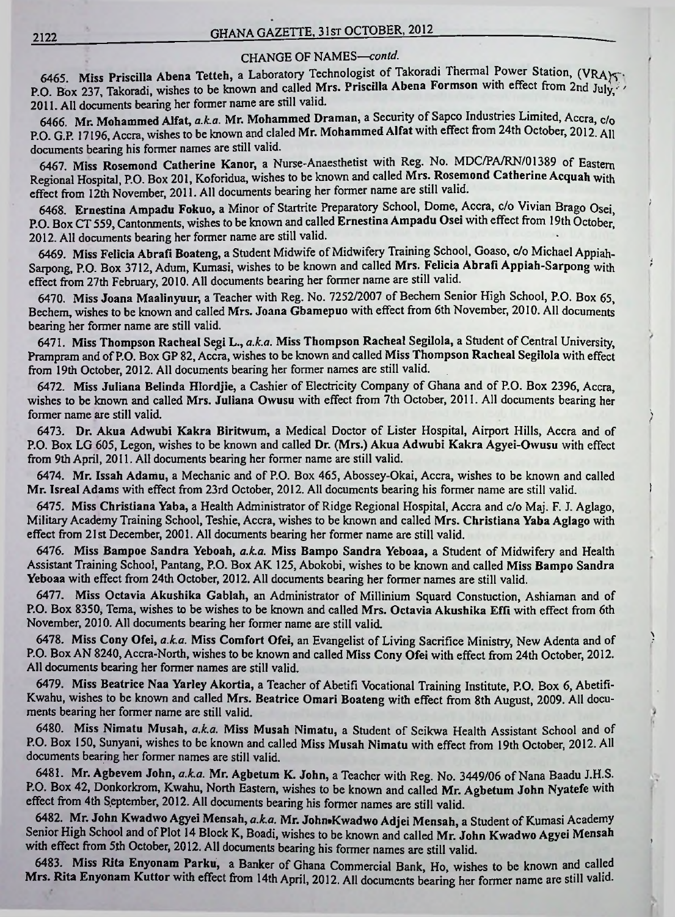## CHANGE OF NAMES—*contd.*

6465. **Miss Priscilla Abena Tetteh**, a Laboratory Technologist of Takoradi Thermal Power Station, (VRA), P.O. Box 237, Takoradi, wishes to be known and called **Mrs. Priscilla Abena Formson** with effect from 2nd July, 2011. All documents bearing her former name are still valid.

6466. **Mr. Mohammed Alfat**, *a.k.a.* **Mr. Mohammed Draman**, a Security of Sapco Industries Limited, Accra, c/o P.O. G.P. 17196, Accra, wishes to be known and claled **Mr. Mohammed Alfat** with effect from 24th October, 2012. All documents bearing his former names are still valid.

6467. **Miss Rosemond Catherine Kanor**, a Nurse-Anaesthetist with Reg. No. MDC/PA/RN/01389 of Eastern Regional Hospital, P.O. Box 201, Koforidua, wishes to be known and called **Mrs. Rosemond Catherine Acquah** with effect from 12th November, 2011. All documents bearing her former name are still valid.

6468. **Ernestina Ampadu Fokuo**, a Minor of Startrite Preparatory School, Dome, Accra, c/o Vivian Brago Osei, P.O. Box CT 559, Cantonments, wishes to be known and called **Ernestina Ampadu Osei** with effect from 19th October, 2012. All documents bearing her former name are still valid.

6469. **Miss Felicia Abrafi Boateng**, a Student Midwife of Midwifery Training School, Goaso, c/o Michael Appiah-Sarpong, P.O. Box 3712, Adum, Kumasi, wishes to be known and called **Mrs. Felicia Abrafi Appiah-Sarpong** with effect from 27th February, 2010. All documents bearing her former name are still valid.

6470. **Miss Joana Maalinyuur**, a Teacher with Reg. No. 7252/2007 of Bechem Senior High School, P.O. Box 65, Bechem, wishes to be known and called **Mrs. Joana Gbamepuo** with effect from 6th November, 2010. All documents bearing her former name are still valid.

6471. **Miss Thompson Racheal Segi L.**, *a.k.a.* **Miss Thompson Racheal Segilola**, a Student of Central University, Prampram and of P.O. Box GP 82, Accra, wishes to be known and called **Miss Thompson Racheal Segilola** with effect from 19th October, 2012. All documents bearing her former names are still valid.

6472. **Miss Juliana Belinda Hlordjie**, a Cashier of Electricity Company of Ghana and of P.O. Box 2396, Accra, wishes to be known and called **Mrs. Juliana Owusu** with effect from 7th October, 2011. All documents bearing her former name are still valid.

6473. **Dr. Akua Adwubi Kakra Biritwum**, a Medical Doctor of Lister Hospital, Airport Hills, Accra and of P.O. Box LG 605, Legon, wishes to be known and called **Dr. (Mrs.) Akua Adwubi Kakra Agyei-Owusu** with effect from 9th April, 2011. All documents bearing her former name are still valid.

6474. **Mr. Issah Adamu**, a Mechanic and of P.O. Box 465, Abossey-Okai, Accra, wishes to be known and called **Mr. Isreal Adams** with effect from 23rd October, 2012. All documents bearing his former name are still valid.

6475. **Miss Christiana Yaba**, a Health Administrator of Ridge Regional Hospital, Accra and c/o Maj. F. J. Aglago, Military Academy Training School, Teshie, Accra, wishes to be known and called **Mrs. Christiana Yaba Aglago** with effect from 21st December, 2001. All documents bearing her former name are still valid.

6476. **Miss Bampoe Sandra Yeboah**, *a.k.a.* **Miss Bampo Sandra Yeboaa**, a Student of Midwifery and Health Assistant Training School, Pantang, P.O. Box AK 125, Abokobi, wishes to be known and called **Miss Bampo Sandra Yeboaa** with effect from 24th October, 2012. All documents bearing her former names are still valid.

6477. **Miss Octavia Akushika Gablah**, an Administrator of Millinium Squard Constuction, Ashiaman and of P.O. Box 8350, Tema, wishes to be wishes to be known and called **Mrs. Octavia Akushika Effi** with effect from 6th November, 2010. All documents bearing her former name are still valid.

6478. **Miss Cony Ofei**, *a.k.a.* **Miss Comfort Ofei**, an Evangelist of Living Sacrifice Ministry, New Adenta and of P.O. Box AN 8240, Accra-North, wishes to be known and called **Miss Cony Ofei** with effect from 24th October, 2012. All documents bearing her former names are still valid.

6479. **Miss Beatrice Naa Yarley Akortia**, a Teacher of Abetifi Vocational Training Institute, P.O. Box 6, Abetifi-Kwahu, wishes to be known and called **Mrs. Beatrice Omari Boateng** with effect from 8th August, 2009. All documents bearing her former name are still valid.

6480. **Miss Nimatu Musah**, *a.k.a.* **Miss Musah Nimatu**, a Student of Seikwa Health Assistant School and of P.O. Box 150, Sunyani, wishes to be known and called **Miss Musah Nimatu** with effect from 19th October, 2012. All documents bearing her former names are still valid.

6481. **Mr. Agbevem John**, *a.k.a.* **Mr. Agbetum K. John**, a Teacher with Reg. No. 3449/06 of Nana Baadu J.H.S. P.O. Box 42, Donkorkrom, Kwahu, North Eastern, wishes to be known and called **Mr. Agbetum John Nyatefe** with effect from 4th September, 2012. All documents bearing his former names are still valid.

6482. **Mr. John Kwadwo Agyei Mensah**, *a.k.a.* **Mr. John-Kwadwo Adjei Mensah**, a Student of Kumasi Academy Senior High School and of Plot 14 Block K, Boadi, wishes to be known and called **Mr. John Kwadwo Agyei Mensah** with effect from 5th October, 2012. All documents bearing his former names are still valid.

6483. **Miss Rita Enyonam Parku**, a Banker of Ghana Commercial Bank, Ho, wishes to be known and called **Mrs. Rita Enyonam Kuttor** with effect from 14th April, 2012. All documents bearing her former name are still valid.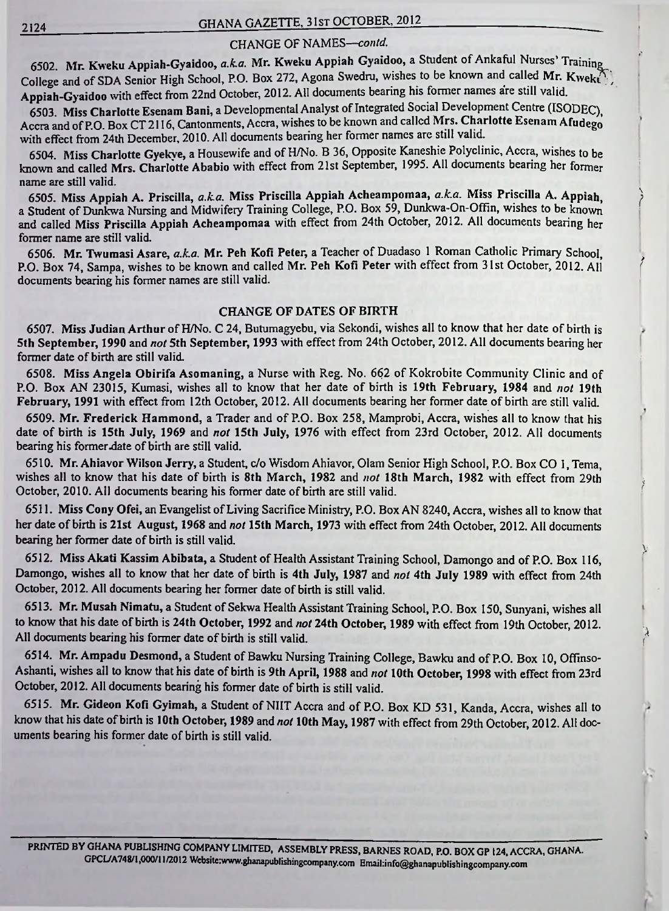## CHANGE OF NAMES—*contd.*

6502. **Mr. Kweku Appiah-Gyaidoo,** *a.k.a.* **Mr. Kweku Appiah Gyaidoo,** a Student of Ankaful Nurses' Training College and of SDA Senior High School, P.O. Box 272, Agona Swedru, wishes to be known and called **Mr. Kweku Appiah-Gyaidoo** with effect from 22nd October, 2012. All documents bearing his former names are still valid.

6503. **Miss Charlotte Esenam Bani,** a Developmental Analyst of Integrated Social Development Centre (ISODEC), Accra and of P.O. Box CT 2116, Cantonments, Accra, wishes to be known and called **Mrs. Charlotte Esenam Afudego** with effect from 24th December, 2010. All documents bearing her former names are still valid.

6504. **Miss Charlotte Gyekye,** a Housewife and of H/No. B 36, Opposite Kaneshie Polyclinic, Accra, wishes to be known and called **Mrs. Charlotte Ababio** with effect from 21st September, 1995. All documents bearing her former name are still valid.

6505. **Miss Appiah A. Priscilla,** *a.k.a.* **Miss Priscilla Appiah Acheampomaa,** *a.k.a.* **Miss Priscilla A. Appiah,** a Student of Dunkwa Nursing and Midwifery Training College, P.O. Box 59, Dunkwa-On-Offin, wishes to be known and called **Miss Priscilla Appiah Acheampomaa** with effect from 24th October, 2012. All documents bearing her former name are still valid.

6506. **Mr. Twumasi Asare,** *a.k.a.* **Mr. Peh Kofi Peter,** a Teacher of Duadaso 1 Roman Catholic Primary School, P.O. Box 74, Sampa, wishes to be known and called **Mr. Peh Kofi Peter** with effect from 31st October, 2012. All documents bearing his former names are still valid.

## CHANGE OF DATES OF BIRTH

6507. **Miss Judian Arthur** of H/No. C 24, Butumagyebu, via Sekondi, wishes all to know that her date of birth is **5th September, 1990** and *not* **5th September, 1993** with effect from 24th October, 2012. All documents bearing her former date of birth are still valid.

6508. **Miss Angela Obirifa Asomaning,** a Nurse with Reg. No. 662 of Kokrobite Community Clinic and of P.O. Box AN 23015, Kumasi, wishes all to know that her date of birth is **19th February, 1984** and *not* **19th February, 1991** with effect from 12th October, 2012. All documents bearing her former date of birth are still valid.

6509. **Mr. Frederick Hammond,** a Trader and of P.O. Box 258, Mamprobi, Accra, wishes all to know that his date of birth is **15th July, 1969** and *not* **15th July, 1976** with effect from 23rd October, 2012. All documents bearing his former date of birth are still valid.

6510. **Mr. Ahiavor Wilson Jerry,** a Student, c/o Wisdom Ahiavor, Olam Senior High School, P.O. Box CO 1, Tema, wishes all to know that his date of birth is **8th March, 1982** and *not* **18th March, 1982** with effect from 29th October, 2010. All documents bearing his former date of birth are still valid.

6511. **Miss Cony Ofei,** an Evangelist of Living Sacrifice Ministry, P.O. Box AN 8240, Accra, wishes all to know that her date of birth is **21st August, 1968** and *not* **15th March, 1973** with effect from 24th October, 2012. All documents bearing her former date of birth is still valid.

6512. **Miss Akati Kassim Abibata,** a Student of Health Assistant Training School, Damongo and of P.O. Box 116, Damongo, wishes all to know that her date of birth is **4th July, 1987** and *not* **4th July 1989** with effect from 24th October, 2012. All documents bearing her former date of birth is still valid.

6513. **Mr. Musah Nimatu,** a Student of Sekwa Health Assistant Training School, P.O. Box 150, Sunyani, wishes all to know that his date of birth is **24th October, 1992** and *not* **24th October, 1989** with effect from 19th October, 2012. All documents bearing his former date of birth is still valid.

6514. **Mr. Ampadu Desmond,** a Student of Bawku Nursing Training College, Bawku and of P.O. Box 10, Offinso-Ashanti, wishes all to know that his date of birth is **9th April, 1988** and *not* **10th October, 1998** with effect from 23rd October, 2012. All documents bearing his former date of birth is still valid.

6515. **Mr. Gideon Kofi Gyimah,** a Student of NIIT Accra and of P.O. Box KD 531, Kanda, Accra, wishes all to know that his date of birth is **10th October, 1989** and *not* **10th May, 1987** with effect from 29th October, 2012. All documents bearing his former date of birth is still valid.

PRINTED BY GHANA PUBLISHING COMPANY LIMITED, ASSEMBLY PRESS, BARNES ROAD, P.O. BOX GP 124, ACCRA, GHANA.
GPCL/A748/1,000/11/2012 Website:www.ghanapublishingcompany.com Email:info@ghanapublishingcompany.com